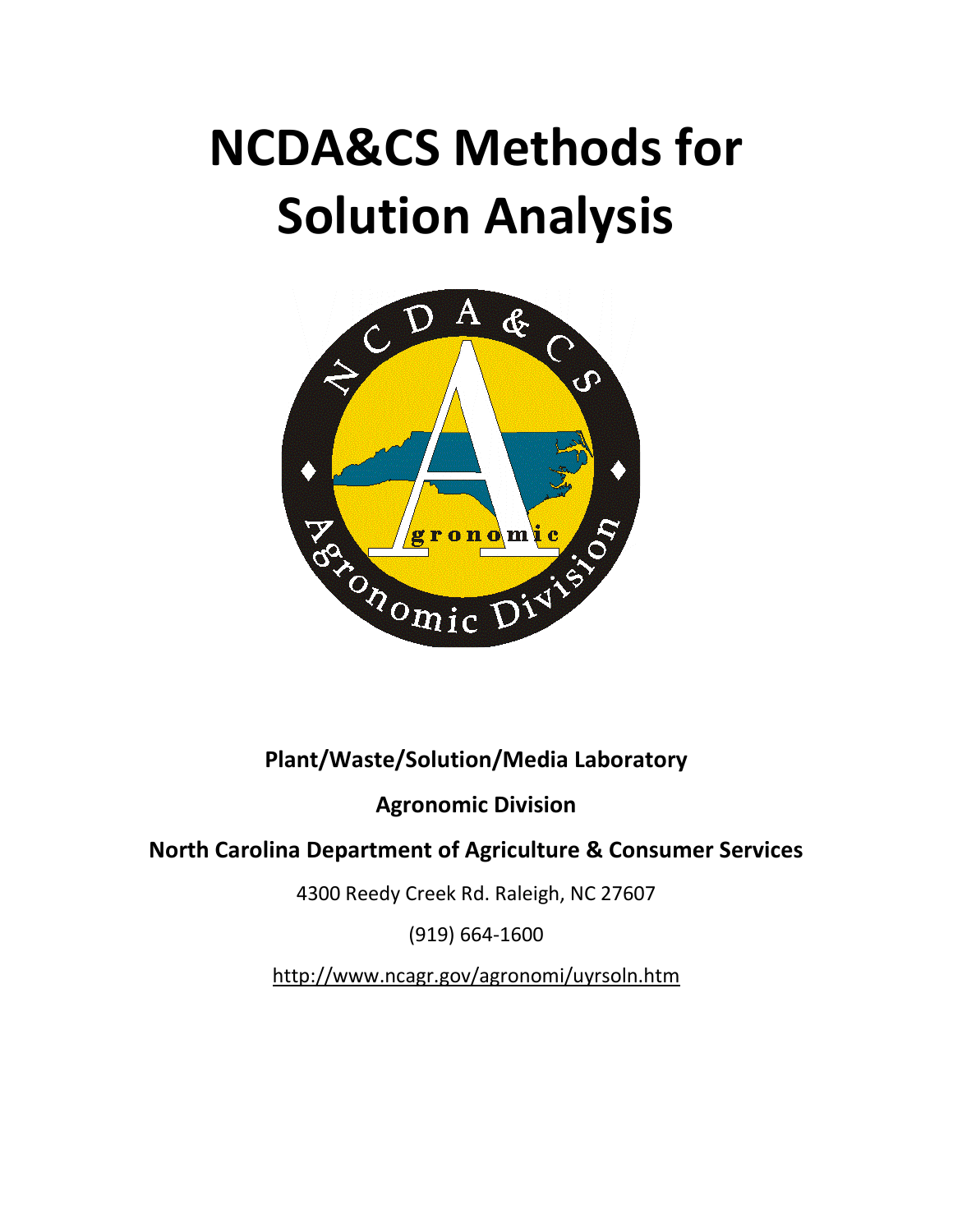# NCDA&CS Methods for Solution Analysis

**Plant/Waste/Solution/Media Laboratory**

**Agronomic Division**

**North Carolina Department of Agriculture & Consumer Services**

4300 Reedy Creek Rd. Raleigh, NC 27607

(919) 664-1600

http://www.ncagr.gov/agronomi/uyrsoln.htm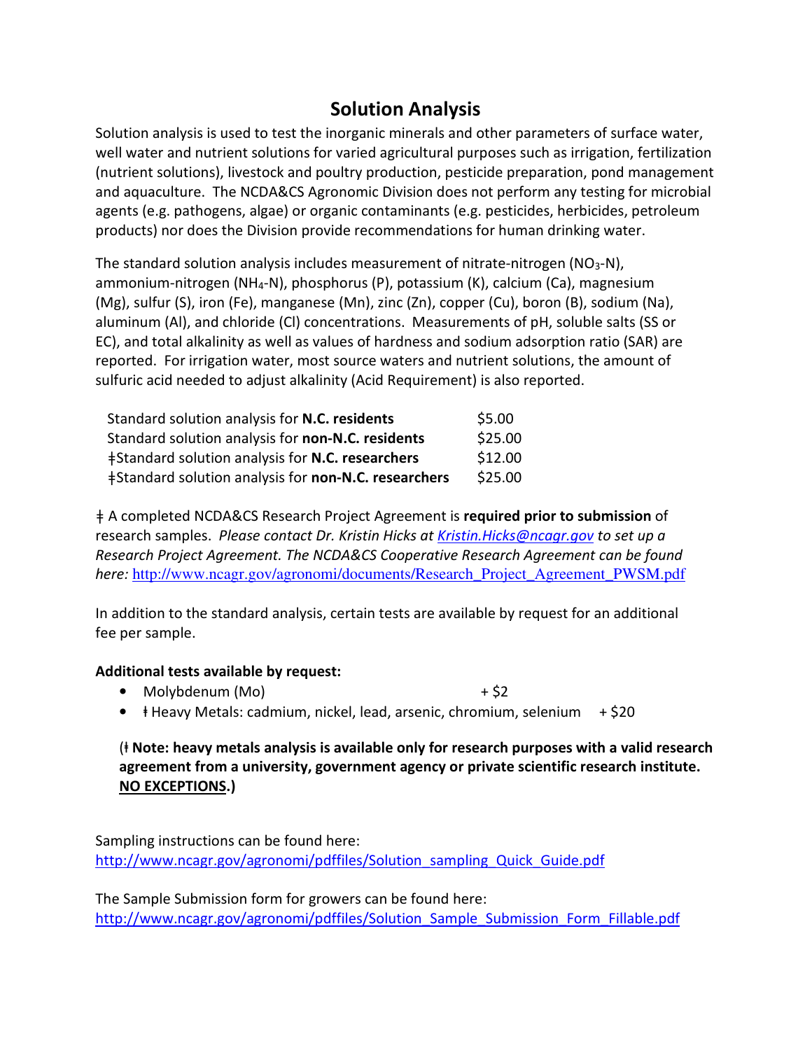# Solution Analysis

Solution analysis is used to test the inorganic minerals and other parameters of surface water, well water and nutrient solutions for varied agricultural purposes such as irrigation, fertilization (nutrient solutions), livestock and poultry production, pesticide preparation, pond management and aquaculture. The NCDA&CS Agronomic Division does not perform any testing for microbial agents (e.g. pathogens, algae) or organic contaminants (e.g. pesticides, herbicides, petroleum products) nor does the Division provide recommendations for human drinking water.

The standard solution analysis includes measurement of nitrate-nitrogen ($NO_3$-N), ammonium-nitrogen ($NH_4$-N), phosphorus (P), potassium (K), calcium (Ca), magnesium (Mg), sulfur (S), iron (Fe), manganese (Mn), zinc (Zn), copper (Cu), boron (B), sodium (Na), aluminum (Al), and chloride (Cl) concentrations. Measurements of pH, soluble salts (SS or EC), and total alkalinity as well as values of hardness and sodium adsorption ratio (SAR) are reported. For irrigation water, most source waters and nutrient solutions, the amount of sulfuric acid needed to adjust alkalinity (Acid Requirement) is also reported.

| | |
|---|---|
| Standard solution analysis for **N.C. residents** | $5.00 |
| Standard solution analysis for **non-N.C. residents** | $25.00 |
| ǂStandard solution analysis for **N.C. researchers** | $12.00 |
| ǂStandard solution analysis for **non-N.C. researchers** | $25.00 |

ǂ A completed NCDA&CS Research Project Agreement is **required prior to submission** of research samples. *Please contact Dr. Kristin Hicks at [Kristin.Hicks@ncagr.gov](mailto:Kristin.Hicks@ncagr.gov) to set up a Research Project Agreement. The NCDA&CS Cooperative Research Agreement can be found here:* http://www.ncagr.gov/agronomi/documents/Research_Project_Agreement_PWSM.pdf

In addition to the standard analysis, certain tests are available by request for an additional fee per sample.

**Additional tests available by request:**

- Molybdenum (Mo) + $2
- ǂ Heavy Metals: cadmium, nickel, lead, arsenic, chromium, selenium + $20

(ǂ **Note: heavy metals analysis is available only for research purposes with a valid research agreement from a university, government agency or private scientific research institute. <u>NO EXCEPTIONS</u>.)**

Sampling instructions can be found here:
http://www.ncagr.gov/agronomi/pdffiles/Solution_sampling_Quick_Guide.pdf

The Sample Submission form for growers can be found here:
http://www.ncagr.gov/agronomi/pdffiles/Solution_Sample_Submission_Form_Fillable.pdf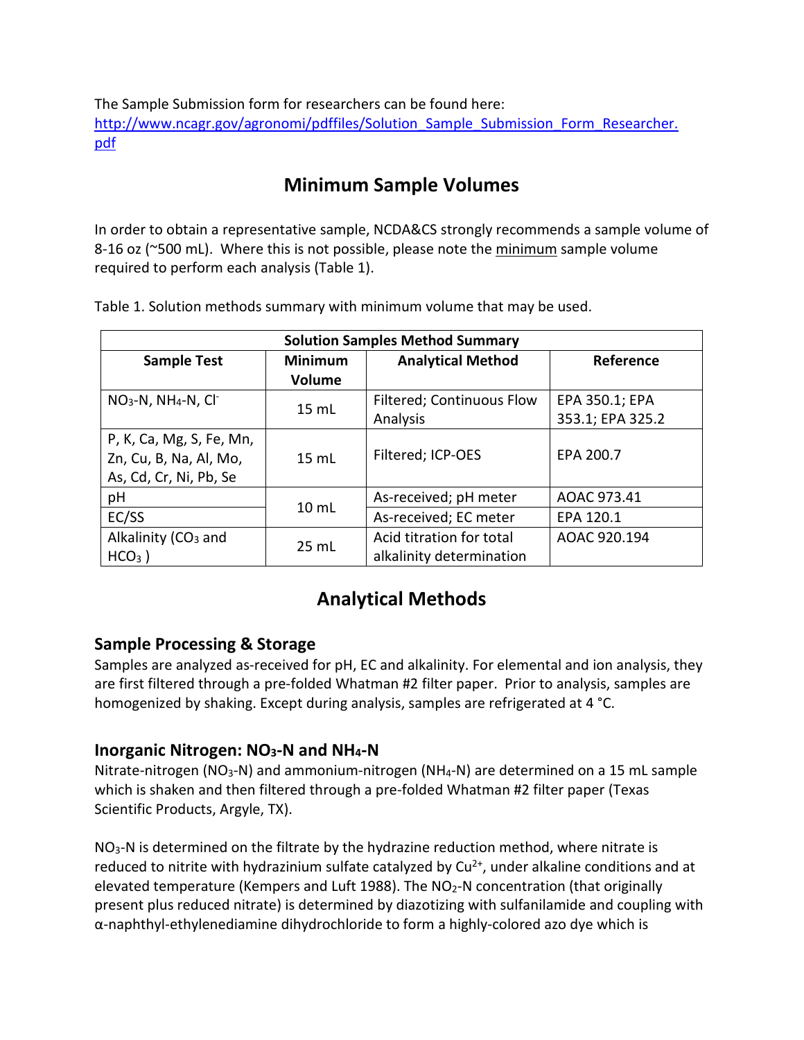The Sample Submission form for researchers can be found here: [http://www.ncagr.gov/agronomi/pdffiles/Solution_Sample_Submission_Form_Researcher.pdf](http://www.ncagr.gov/agronomi/pdffiles/Solution_Sample_Submission_Form_Researcher.pdf)

## Minimum Sample Volumes

In order to obtain a representative sample, NCDA&CS strongly recommends a sample volume of 8-16 oz (~500 mL). Where this is not possible, please note the minimum sample volume required to perform each analysis (Table 1).

Table 1. Solution methods summary with minimum volume that may be used.

| Solution Samples Method Summary | | | |
|---|---|---|---|
| **Sample Test** | **Minimum Volume** | **Analytical Method** | **Reference** |
| $NO_3$-N, $NH_4$-N, $Cl^-$ | 15 mL | Filtered; Continuous Flow Analysis | EPA 350.1; EPA 353.1; EPA 325.2 |
| P, K, Ca, Mg, S, Fe, Mn, Zn, Cu, B, Na, Al, Mo, As, Cd, Cr, Ni, Pb, Se | 15 mL | Filtered; ICP-OES | EPA 200.7 |
| pH | 10 mL | As-received; pH meter | AOAC 973.41 |
| EC/SS | | As-received; EC meter | EPA 120.1 |
| Alkalinity ($CO_3$ and $HCO_3$ ) | 25 mL | Acid titration for total alkalinity determination | AOAC 920.194 |

## Analytical Methods

### Sample Processing & Storage

Samples are analyzed as-received for pH, EC and alkalinity. For elemental and ion analysis, they are first filtered through a pre-folded Whatman #2 filter paper. Prior to analysis, samples are homogenized by shaking. Except during analysis, samples are refrigerated at 4 °C.

### Inorganic Nitrogen: $NO_3$-N and $NH_4$-N

Nitrate-nitrogen ($NO_3$-N) and ammonium-nitrogen ($NH_4$-N) are determined on a 15 mL sample which is shaken and then filtered through a pre-folded Whatman #2 filter paper (Texas Scientific Products, Argyle, TX).

$NO_3$-N is determined on the filtrate by the hydrazine reduction method, where nitrate is reduced to nitrite with hydrazinium sulfate catalyzed by $Cu^{2+}$, under alkaline conditions and at elevated temperature (Kempers and Luft 1988). The $NO_2$-N concentration (that originally present plus reduced nitrate) is determined by diazotizing with sulfanilamide and coupling with α-naphthyl-ethylenediamine dihydrochloride to form a highly-colored azo dye which is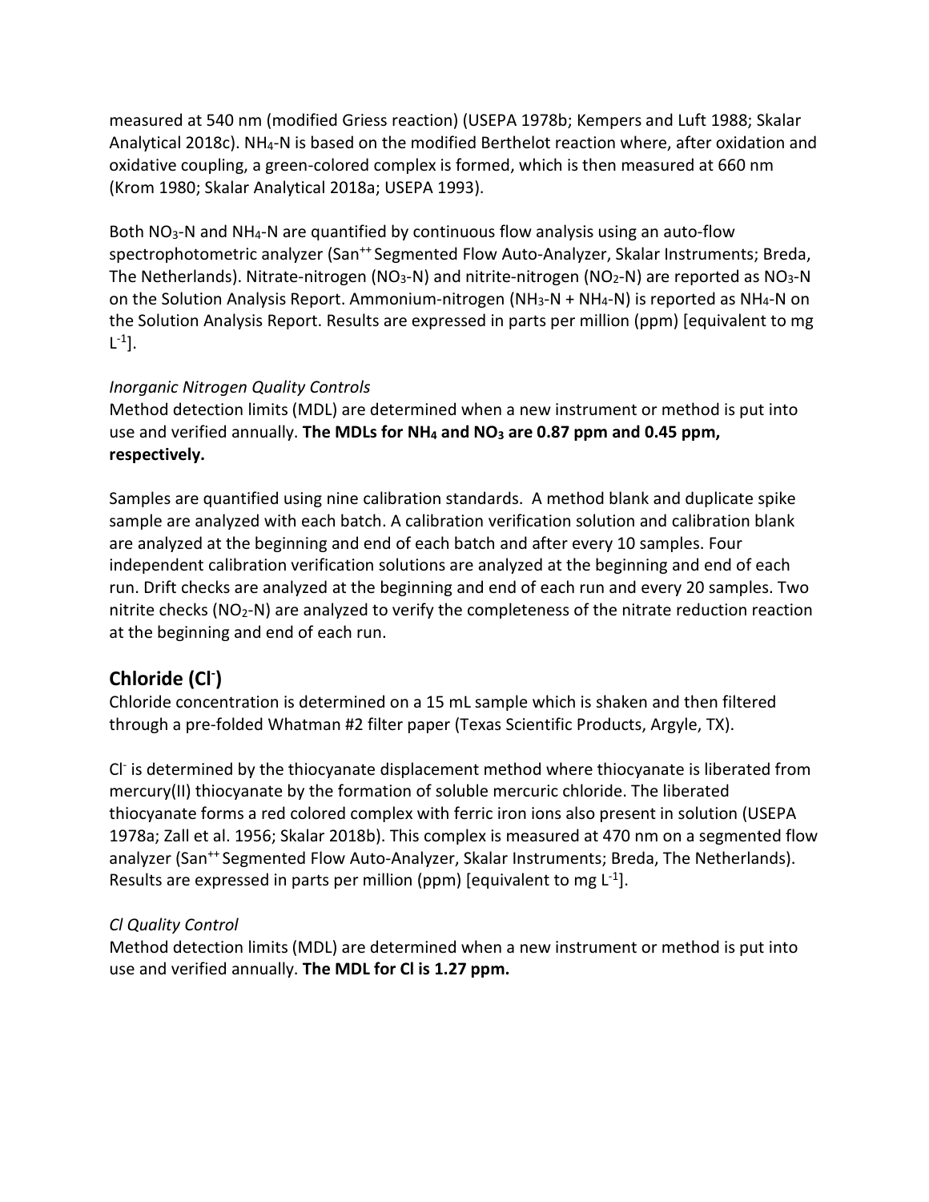measured at 540 nm (modified Griess reaction) (USEPA 1978b; Kempers and Luft 1988; Skalar Analytical 2018c). $NH_4$-N is based on the modified Berthelot reaction where, after oxidation and oxidative coupling, a green-colored complex is formed, which is then measured at 660 nm (Krom 1980; Skalar Analytical 2018a; USEPA 1993).

Both $NO_3$-N and $NH_4$-N are quantified by continuous flow analysis using an auto-flow spectrophotometric analyzer (San$^{++}$ Segmented Flow Auto-Analyzer, Skalar Instruments; Breda, The Netherlands). Nitrate-nitrogen ($NO_3$-N) and nitrite-nitrogen ($NO_2$-N) are reported as $NO_3$-N on the Solution Analysis Report. Ammonium-nitrogen ($NH_3$-N + $NH_4$-N) is reported as $NH_4$-N on the Solution Analysis Report. Results are expressed in parts per million (ppm) [equivalent to mg $L^{-1}$].

### *Inorganic Nitrogen Quality Controls*

Method detection limits (MDL) are determined when a new instrument or method is put into use and verified annually. **The MDLs for $NH_4$ and $NO_3$ are 0.87 ppm and 0.45 ppm, respectively.**

Samples are quantified using nine calibration standards. A method blank and duplicate spike sample are analyzed with each batch. A calibration verification solution and calibration blank are analyzed at the beginning and end of each batch and after every 10 samples. Four independent calibration verification solutions are analyzed at the beginning and end of each run. Drift checks are analyzed at the beginning and end of each run and every 20 samples. Two nitrite checks ($NO_2$-N) are analyzed to verify the completeness of the nitrate reduction reaction at the beginning and end of each run.

## Chloride ($Cl^-$)

Chloride concentration is determined on a 15 mL sample which is shaken and then filtered through a pre-folded Whatman #2 filter paper (Texas Scientific Products, Argyle, TX).

$Cl^-$ is determined by the thiocyanate displacement method where thiocyanate is liberated from mercury(II) thiocyanate by the formation of soluble mercuric chloride. The liberated thiocyanate forms a red colored complex with ferric iron ions also present in solution (USEPA 1978a; Zall et al. 1956; Skalar 2018b). This complex is measured at 470 nm on a segmented flow analyzer (San$^{++}$ Segmented Flow Auto-Analyzer, Skalar Instruments; Breda, The Netherlands). Results are expressed in parts per million (ppm) [equivalent to mg $L^{-1}$].

### *Cl Quality Control*

Method detection limits (MDL) are determined when a new instrument or method is put into use and verified annually. **The MDL for Cl is 1.27 ppm.**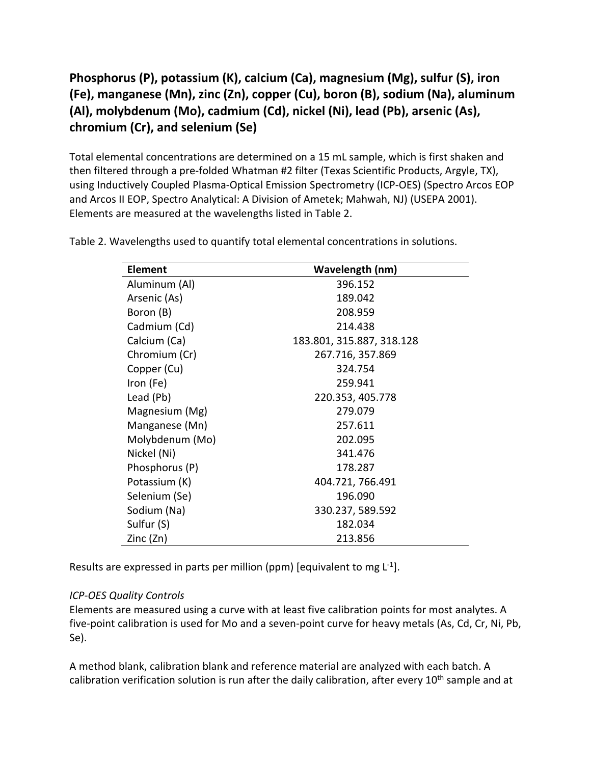## Phosphorus (P), potassium (K), calcium (Ca), magnesium (Mg), sulfur (S), iron (Fe), manganese (Mn), zinc (Zn), copper (Cu), boron (B), sodium (Na), aluminum (Al), molybdenum (Mo), cadmium (Cd), nickel (Ni), lead (Pb), arsenic (As), chromium (Cr), and selenium (Se)

Total elemental concentrations are determined on a 15 mL sample, which is first shaken and then filtered through a pre-folded Whatman #2 filter (Texas Scientific Products, Argyle, TX), using Inductively Coupled Plasma-Optical Emission Spectrometry (ICP-OES) (Spectro Arcos EOP and Arcos II EOP, Spectro Analytical: A Division of Ametek; Mahwah, NJ) (USEPA 2001). Elements are measured at the wavelengths listed in Table 2.

Table 2. Wavelengths used to quantify total elemental concentrations in solutions.

| Element | Wavelength (nm) |
|---|---|
| Aluminum (Al) | 396.152 |
| Arsenic (As) | 189.042 |
| Boron (B) | 208.959 |
| Cadmium (Cd) | 214.438 |
| Calcium (Ca) | 183.801, 315.887, 318.128 |
| Chromium (Cr) | 267.716, 357.869 |
| Copper (Cu) | 324.754 |
| Iron (Fe) | 259.941 |
| Lead (Pb) | 220.353, 405.778 |
| Magnesium (Mg) | 279.079 |
| Manganese (Mn) | 257.611 |
| Molybdenum (Mo) | 202.095 |
| Nickel (Ni) | 341.476 |
| Phosphorus (P) | 178.287 |
| Potassium (K) | 404.721, 766.491 |
| Selenium (Se) | 196.090 |
| Sodium (Na) | 330.237, 589.592 |
| Sulfur (S) | 182.034 |
| Zinc (Zn) | 213.856 |

Results are expressed in parts per million (ppm) [equivalent to mg $L^{-1}$].

*ICP-OES Quality Controls*

Elements are measured using a curve with at least five calibration points for most analytes. A five-point calibration is used for Mo and a seven-point curve for heavy metals (As, Cd, Cr, Ni, Pb, Se).

A method blank, calibration blank and reference material are analyzed with each batch. A calibration verification solution is run after the daily calibration, after every 10th sample and at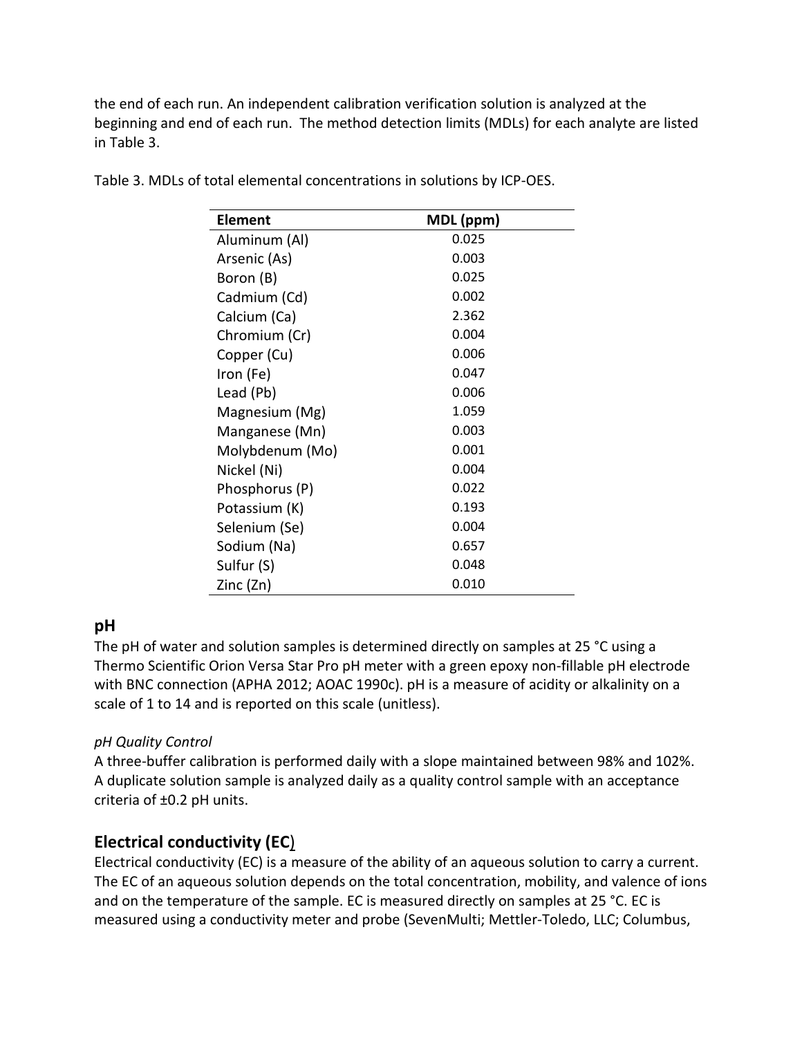the end of each run. An independent calibration verification solution is analyzed at the beginning and end of each run. The method detection limits (MDLs) for each analyte are listed in Table 3.

Table 3. MDLs of total elemental concentrations in solutions by ICP-OES.

| Element | MDL (ppm) |
| --- | --- |
| Aluminum (Al) | 0.025 |
| Arsenic (As) | 0.003 |
| Boron (B) | 0.025 |
| Cadmium (Cd) | 0.002 |
| Calcium (Ca) | 2.362 |
| Chromium (Cr) | 0.004 |
| Copper (Cu) | 0.006 |
| Iron (Fe) | 0.047 |
| Lead (Pb) | 0.006 |
| Magnesium (Mg) | 1.059 |
| Manganese (Mn) | 0.003 |
| Molybdenum (Mo) | 0.001 |
| Nickel (Ni) | 0.004 |
| Phosphorus (P) | 0.022 |
| Potassium (K) | 0.193 |
| Selenium (Se) | 0.004 |
| Sodium (Na) | 0.657 |
| Sulfur (S) | 0.048 |
| Zinc (Zn) | 0.010 |

## pH

The pH of water and solution samples is determined directly on samples at 25 °C using a Thermo Scientific Orion Versa Star Pro pH meter with a green epoxy non-fillable pH electrode with BNC connection (APHA 2012; AOAC 1990c). pH is a measure of acidity or alkalinity on a scale of 1 to 14 and is reported on this scale (unitless).

### *pH Quality Control*

A three-buffer calibration is performed daily with a slope maintained between 98% and 102%. A duplicate solution sample is analyzed daily as a quality control sample with an acceptance criteria of ±0.2 pH units.

## Electrical conductivity (EC)

Electrical conductivity (EC) is a measure of the ability of an aqueous solution to carry a current. The EC of an aqueous solution depends on the total concentration, mobility, and valence of ions and on the temperature of the sample. EC is measured directly on samples at 25 °C. EC is measured using a conductivity meter and probe (SevenMulti; Mettler-Toledo, LLC; Columbus,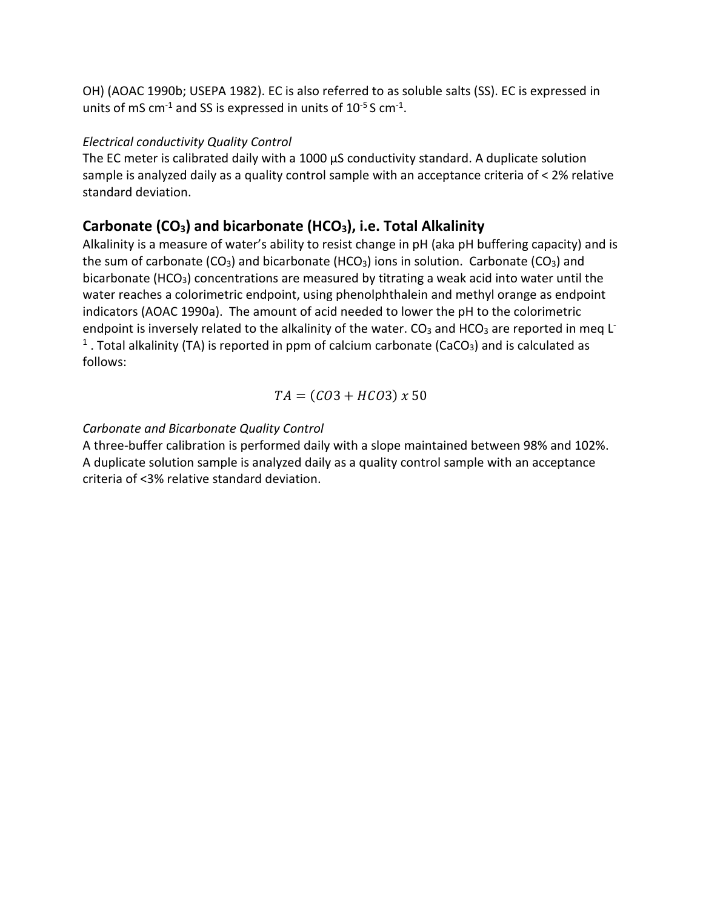OH) (AOAC 1990b; USEPA 1982). EC is also referred to as soluble salts (SS). EC is expressed in units of mS $cm^{-1}$ and SS is expressed in units of $10^{-5}$ S $cm^{-1}$.

*Electrical conductivity Quality Control*

The EC meter is calibrated daily with a 1000 µS conductivity standard. A duplicate solution sample is analyzed daily as a quality control sample with an acceptance criteria of < 2% relative standard deviation.

## Carbonate ($CO_3$) and bicarbonate ($HCO_3$), i.e. Total Alkalinity

Alkalinity is a measure of water's ability to resist change in pH (aka pH buffering capacity) and is the sum of carbonate ($CO_3$) and bicarbonate ($HCO_3$) ions in solution. Carbonate ($CO_3$) and bicarbonate ($HCO_3$) concentrations are measured by titrating a weak acid into water until the water reaches a colorimetric endpoint, using phenolphthalein and methyl orange as endpoint indicators (AOAC 1990a). The amount of acid needed to lower the pH to the colorimetric endpoint is inversely related to the alkalinity of the water. $CO_3$ and $HCO_3$ are reported in meq $L^{-1}$. Total alkalinity (TA) is reported in ppm of calcium carbonate ($CaCO_3$) and is calculated as follows:

$$TA = (CO3 + HCO3)\ x\ 50$$

*Carbonate and Bicarbonate Quality Control*

A three-buffer calibration is performed daily with a slope maintained between 98% and 102%. A duplicate solution sample is analyzed daily as a quality control sample with an acceptance criteria of <3% relative standard deviation.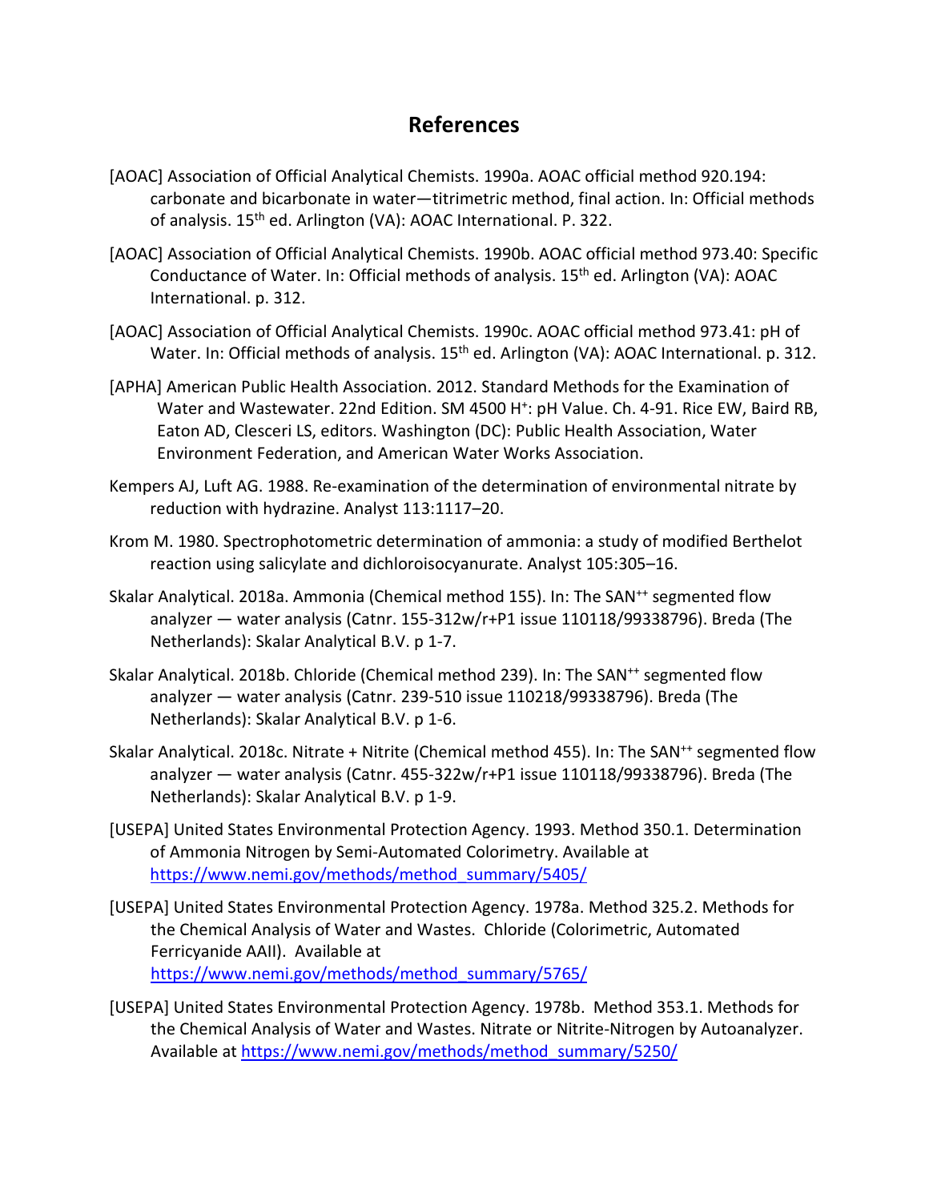# References

[AOAC] Association of Official Analytical Chemists. 1990a. AOAC official method 920.194: carbonate and bicarbonate in water—titrimetric method, final action. In: Official methods of analysis. 15th ed. Arlington (VA): AOAC International. P. 322.

[AOAC] Association of Official Analytical Chemists. 1990b. AOAC official method 973.40: Specific Conductance of Water. In: Official methods of analysis. 15th ed. Arlington (VA): AOAC International. p. 312.

[AOAC] Association of Official Analytical Chemists. 1990c. AOAC official method 973.41: pH of Water. In: Official methods of analysis. 15th ed. Arlington (VA): AOAC International. p. 312.

[APHA] American Public Health Association. 2012. Standard Methods for the Examination of Water and Wastewater. 22nd Edition. SM 4500 $H^+$: pH Value. Ch. 4-91. Rice EW, Baird RB, Eaton AD, Clesceri LS, editors. Washington (DC): Public Health Association, Water Environment Federation, and American Water Works Association.

Kempers AJ, Luft AG. 1988. Re-examination of the determination of environmental nitrate by reduction with hydrazine. Analyst 113:1117–20.

Krom M. 1980. Spectrophotometric determination of ammonia: a study of modified Berthelot reaction using salicylate and dichloroisocyanurate. Analyst 105:305–16.

Skalar Analytical. 2018a. Ammonia (Chemical method 155). In: The SAN++ segmented flow analyzer — water analysis (Catnr. 155-312w/r+P1 issue 110118/99338796). Breda (The Netherlands): Skalar Analytical B.V. p 1-7.

Skalar Analytical. 2018b. Chloride (Chemical method 239). In: The SAN++ segmented flow analyzer — water analysis (Catnr. 239-510 issue 110218/99338796). Breda (The Netherlands): Skalar Analytical B.V. p 1-6.

Skalar Analytical. 2018c. Nitrate + Nitrite (Chemical method 455). In: The SAN++ segmented flow analyzer — water analysis (Catnr. 455-322w/r+P1 issue 110118/99338796). Breda (The Netherlands): Skalar Analytical B.V. p 1-9.

[USEPA] United States Environmental Protection Agency. 1993. Method 350.1. Determination of Ammonia Nitrogen by Semi-Automated Colorimetry. Available at https://www.nemi.gov/methods/method_summary/5405/

[USEPA] United States Environmental Protection Agency. 1978a. Method 325.2. Methods for the Chemical Analysis of Water and Wastes. Chloride (Colorimetric, Automated Ferricyanide AAII). Available at https://www.nemi.gov/methods/method_summary/5765/

[USEPA] United States Environmental Protection Agency. 1978b. Method 353.1. Methods for the Chemical Analysis of Water and Wastes. Nitrate or Nitrite-Nitrogen by Autoanalyzer. Available at https://www.nemi.gov/methods/method_summary/5250/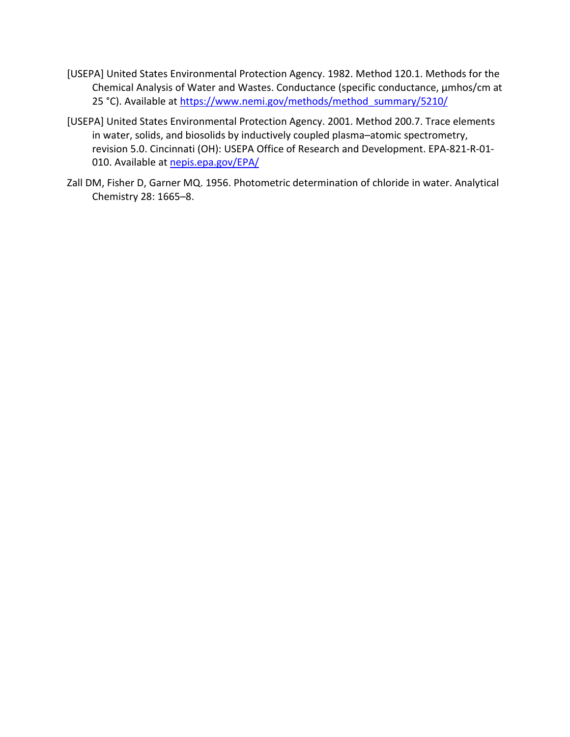[USEPA] United States Environmental Protection Agency. 1982. Method 120.1. Methods for the Chemical Analysis of Water and Wastes. Conductance (specific conductance, µmhos/cm at 25 °C). Available at [https://www.nemi.gov/methods/method_summary/5210/](https://www.nemi.gov/methods/method_summary/5210/)

[USEPA] United States Environmental Protection Agency. 2001. Method 200.7. Trace elements in water, solids, and biosolids by inductively coupled plasma–atomic spectrometry, revision 5.0. Cincinnati (OH): USEPA Office of Research and Development. EPA-821-R-01-010. Available at [nepis.epa.gov/EPA/](nepis.epa.gov/EPA/)

Zall DM, Fisher D, Garner MQ. 1956. Photometric determination of chloride in water. Analytical Chemistry 28: 1665–8.